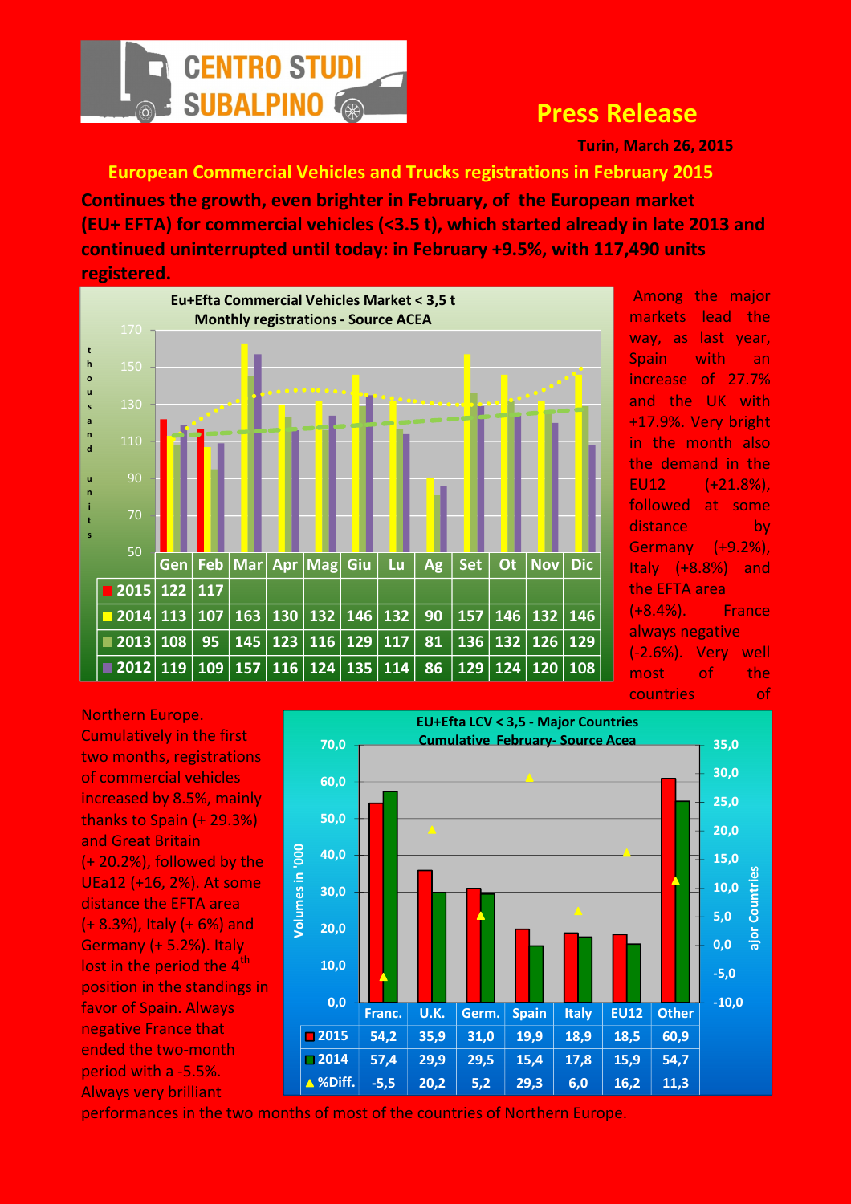CENTRO STUDI SUBALPINO

# Press Release

**Turin, March 26, 2015**

## European Commercial Vehicles and Trucks registrations in February 2015

**Continues the growth, even brighter in February, of the European market (EU+ EFTA) for commercial vehicles (<3.5 t), which started already in late 2013 and continued uninterrupted until today: in February +9.5%, with 117,490 units registered.**

**Eu+Efta Commercial Vehicles Market < 3,5 t**
**Monthly registrations - Source ACEA**

| | Gen | Feb | Mar | Apr | Mag | Giu | Lu | Ag | Set | Ot | Nov | Dic |
|---|---|---|---|---|---|---|---|---|---|---|---|---|
| 2015 | 122 | 117 | | | | | | | | | | |
| 2014 | 113 | 107 | 163 | 130 | 132 | 146 | 132 | 90 | 157 | 146 | 132 | 146 |
| 2013 | 108 | 95 | 145 | 123 | 116 | 129 | 117 | 81 | 136 | 132 | 126 | 129 |
| 2012 | 119 | 109 | 157 | 116 | 124 | 135 | 114 | 86 | 129 | 124 | 120 | 108 |

Among the major markets lead the way, as last year, Spain with an increase of 27.7% and the UK with +17.9%. Very bright in the month also the demand in the EU12 (+21.8%), followed at some distance by Germany (+9.2%), Italy (+8.8%) and the EFTA area (+8.4%). France always negative (-2.6%). Very well most of the countries of Northern Europe.

Cumulatively in the first two months, registrations of commercial vehicles increased by 8.5%, mainly thanks to Spain (+ 29.3%) and Great Britain (+ 20.2%), followed by the UEa12 (+16, 2%). At some distance the EFTA area (+ 8.3%), Italy (+ 6%) and Germany (+ 5.2%). Italy lost in the period the 4th position in the standings in favor of Spain. Always negative France that ended the two-month period with a -5.5%. Always very brilliant performances in the two months of most of the countries of Northern Europe.

**EU+Efta LCV < 3,5 - Major Countries**
**Cumulative February- Source Acea**

| | Franc. | U.K. | Germ. | Spain | Italy | EU12 | Other |
|---|---|---|---|---|---|---|---|
| 2015 | 54,2 | 35,9 | 31,0 | 19,9 | 18,9 | 18,5 | 60,9 |
| 2014 | 57,4 | 29,9 | 29,5 | 15,4 | 17,8 | 15,9 | 54,7 |
| %Diff. | -5,5 | 20,2 | 5,2 | 29,3 | 6,0 | 16,2 | 11,3 |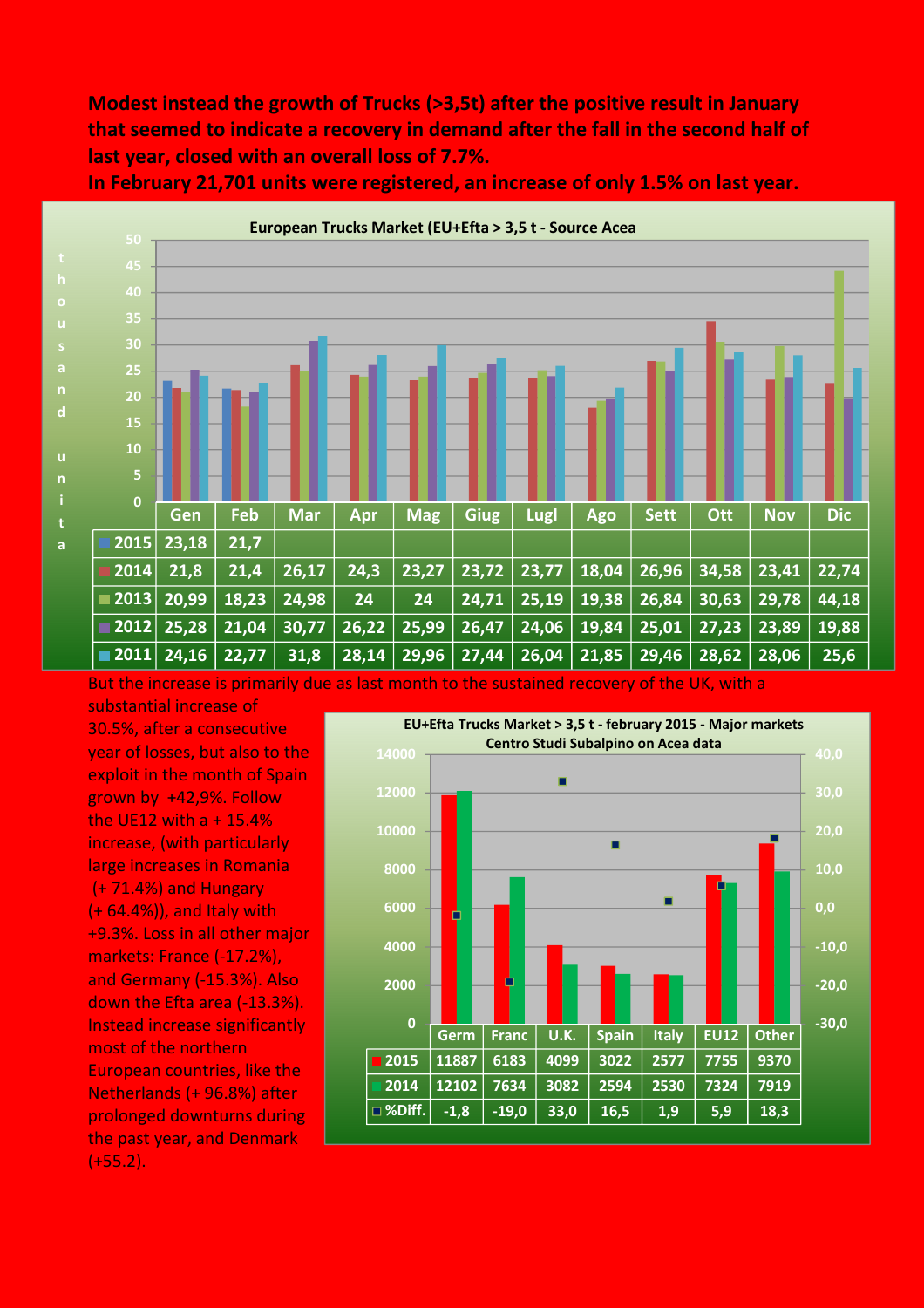**Modest instead the growth of Trucks (>3,5t) after the positive result in January that seemed to indicate a recovery in demand after the fall in the second half of last year, closed with an overall loss of 7.7%.**

**In February 21,701 units were registered, an increase of only 1.5% on last year.**

European Trucks Market (EU+Efta > 3,5 t - Source Acea

thousand units

| | Gen | Feb | Mar | Apr | Mag | Giug | Lugl | Ago | Sett | Ott | Nov | Dic |
|---|---|---|---|---|---|---|---|---|---|---|---|---|
| 2015 | 23,18 | 21,7 | | | | | | | | | | |
| 2014 | 21,8 | 21,4 | 26,17 | 24,3 | 23,27 | 23,72 | 23,77 | 18,04 | 26,96 | 34,58 | 23,41 | 22,74 |
| 2013 | 20,99 | 18,23 | 24,98 | 24 | 24 | 24,71 | 25,19 | 19,38 | 26,84 | 30,63 | 29,78 | 44,18 |
| 2012 | 25,28 | 21,04 | 30,77 | 26,22 | 25,99 | 26,47 | 24,06 | 19,84 | 25,01 | 27,23 | 23,89 | 19,88 |
| 2011 | 24,16 | 22,77 | 31,8 | 28,14 | 29,96 | 27,44 | 26,04 | 21,85 | 29,46 | 28,62 | 28,06 | 25,6 |

But the increase is primarily due as last month to the sustained recovery of the UK, with a substantial increase of 30.5%, after a consecutive year of losses, but also to the exploit in the month of Spain grown by +42,9%. Follow the UE12 with a + 15.4% increase, (with particularly large increases in Romania (+ 71.4%) and Hungary (+ 64.4%)), and Italy with +9.3%. Loss in all other major markets: France (-17.2%), and Germany (-15.3%). Also down the Efta area (-13.3%). Instead increase significantly most of the northern European countries, like the Netherlands (+ 96.8%) after prolonged downturns during the past year, and Denmark (+55.2).

EU+Efta Trucks Market > 3,5 t - february 2015 - Major markets
Centro Studi Subalpino on Acea data

| | Germ | Franc | U.K. | Spain | Italy | EU12 | Other |
|---|---|---|---|---|---|---|---|
| 2015 | 11887 | 6183 | 4099 | 3022 | 2577 | 7755 | 9370 |
| 2014 | 12102 | 7634 | 3082 | 2594 | 2530 | 7324 | 7919 |
| %Diff. | -1,8 | -19,0 | 33,0 | 16,5 | 1,9 | 5,9 | 18,3 |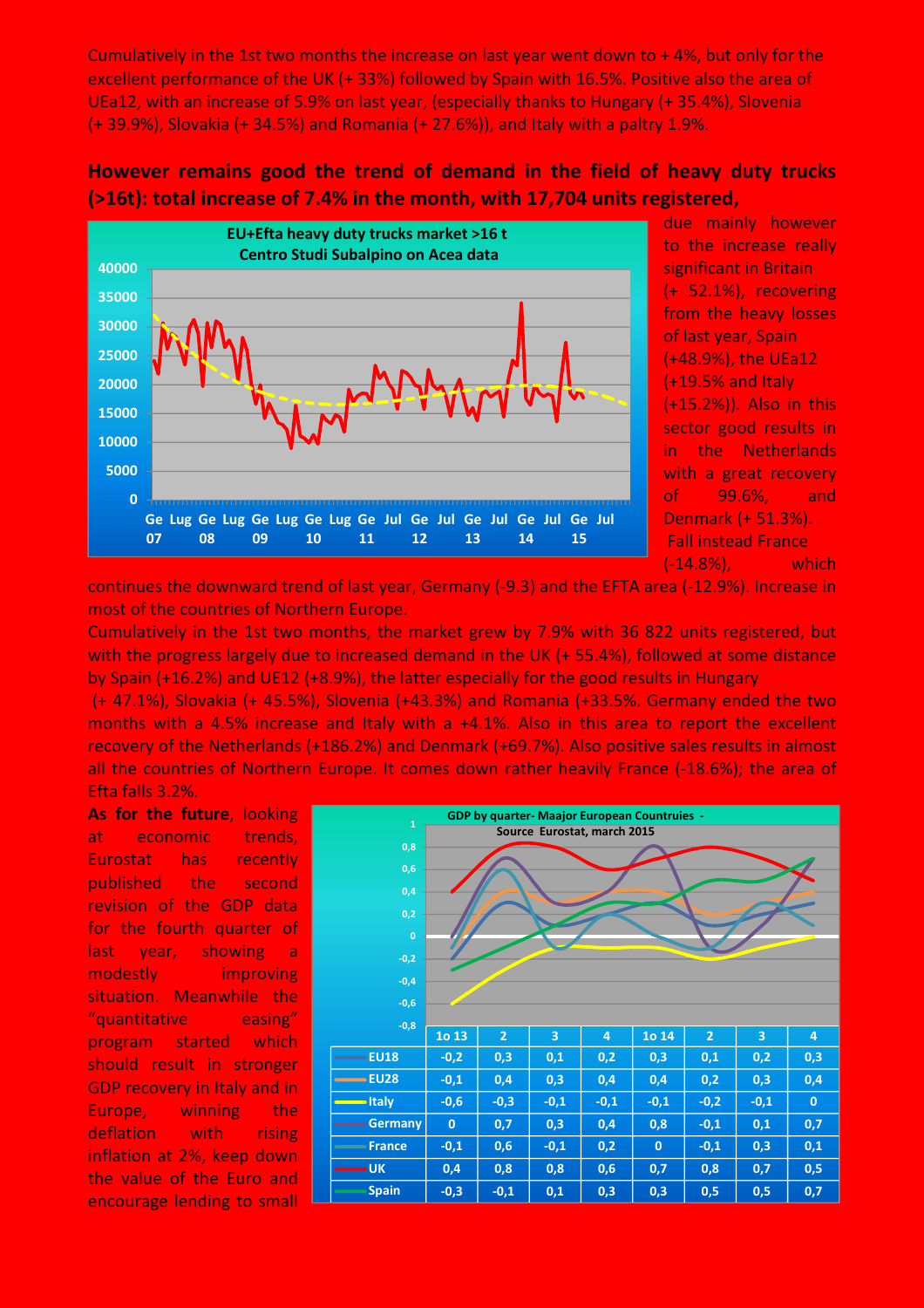Cumulatively in the 1st two months the increase on last year went down to + 4%, but only for the excellent performance of the UK (+ 33%) followed by Spain with 16.5%. Positive also the area of UEa12, with an increase of 5.9% on last year, (especially thanks to Hungary (+ 35.4%), Slovenia (+ 39.9%), Slovakia (+ 34.5%) and Romania (+ 27.6%)), and Italy with a paltry 1.9%.

**However remains good the trend of demand in the field of heavy duty trucks (>16t): total increase of 7.4% in the month, with 17,704 units registered,** due mainly however to the increase really significant in Britain (+ 52.1%), recovering from the heavy losses of last year, Spain (+48.9%), the UEa12 (+19.5% and Italy (+15.2%)). Also in this sector good results in in the Netherlands with a great recovery of 99.6%, and Denmark (+ 51.3%). Fall instead France (-14.8%), which continues the downward trend of last year, Germany (-9.3) and the EFTA area (-12.9%). Increase in most of the countries of Northern Europe.

Cumulatively in the 1st two months, the market grew by 7.9% with 36 822 units registered, but with the progress largely due to increased demand in the UK (+ 55.4%), followed at some distance by Spain (+16.2%) and UE12 (+8.9%), the latter especially for the good results in Hungary (+ 47.1%), Slovakia (+ 45.5%), Slovenia (+43.3%) and Romania (+33.5%. Germany ended the two months with a 4.5% increase and Italy with a +4.1%. Also in this area to report the excellent recovery of the Netherlands (+186.2%) and Denmark (+69.7%). Also positive sales results in almost all the countries of Northern Europe. It comes down rather heavily France (-18.6%); the area of Efta falls 3.2%.

**As for the future**, looking at economic trends, Eurostat has recently published the second revision of the GDP data for the fourth quarter of last year, showing a modestly improving situation. Meanwhile the "quantitative easing" program started which should result in stronger GDP recovery in Italy and in Europe, winning the deflation with rising inflation at 2%, keep down the value of the Euro and encourage lending to small

GDP by quarter- Maajor European Countruies - Source Eurostat, march 2015

| | 1o 13 | 2 | 3 | 4 | 1o 14 | 2 | 3 | 4 |
|---|---|---|---|---|---|---|---|---|
| EU18 | -0,2 | 0,3 | 0,1 | 0,2 | 0,3 | 0,1 | 0,2 | 0,3 |
| EU28 | -0,1 | 0,4 | 0,3 | 0,4 | 0,4 | 0,2 | 0,3 | 0,4 |
| Italy | -0,6 | -0,3 | -0,1 | -0,1 | -0,1 | -0,2 | -0,1 | 0 |
| Germany | 0 | 0,7 | 0,3 | 0,4 | 0,8 | -0,1 | 0,1 | 0,7 |
| France | -0,1 | 0,6 | -0,1 | 0,2 | 0 | -0,1 | 0,3 | 0,1 |
| UK | 0,4 | 0,8 | 0,8 | 0,6 | 0,7 | 0,8 | 0,7 | 0,5 |
| Spain | -0,3 | -0,1 | 0,1 | 0,3 | 0,3 | 0,5 | 0,5 | 0,7 |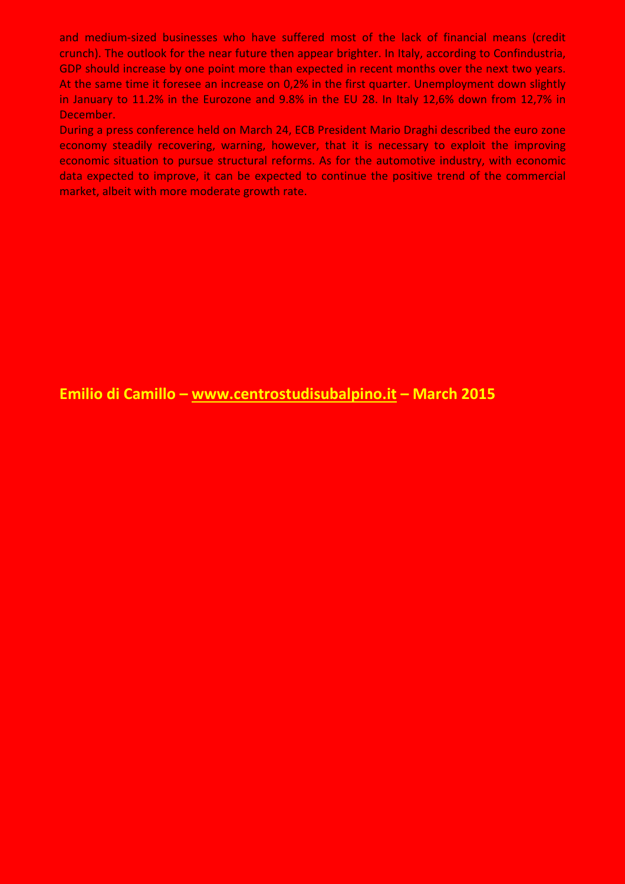and medium-sized businesses who have suffered most of the lack of financial means (credit crunch). The outlook for the near future then appear brighter. In Italy, according to Confindustria, GDP should increase by one point more than expected in recent months over the next two years. At the same time it foresee an increase on 0,2% in the first quarter. Unemployment down slightly in January to 11.2% in the Eurozone and 9.8% in the EU 28. In Italy 12,6% down from 12,7% in December.

During a press conference held on March 24, ECB President Mario Draghi described the euro zone economy steadily recovering, warning, however, that it is necessary to exploit the improving economic situation to pursue structural reforms. As for the automotive industry, with economic data expected to improve, it can be expected to continue the positive trend of the commercial market, albeit with more moderate growth rate.

**Emilio di Camillo – [www.centrostudisubalpino.it](http://www.centrostudisubalpino.it) – March 2015**